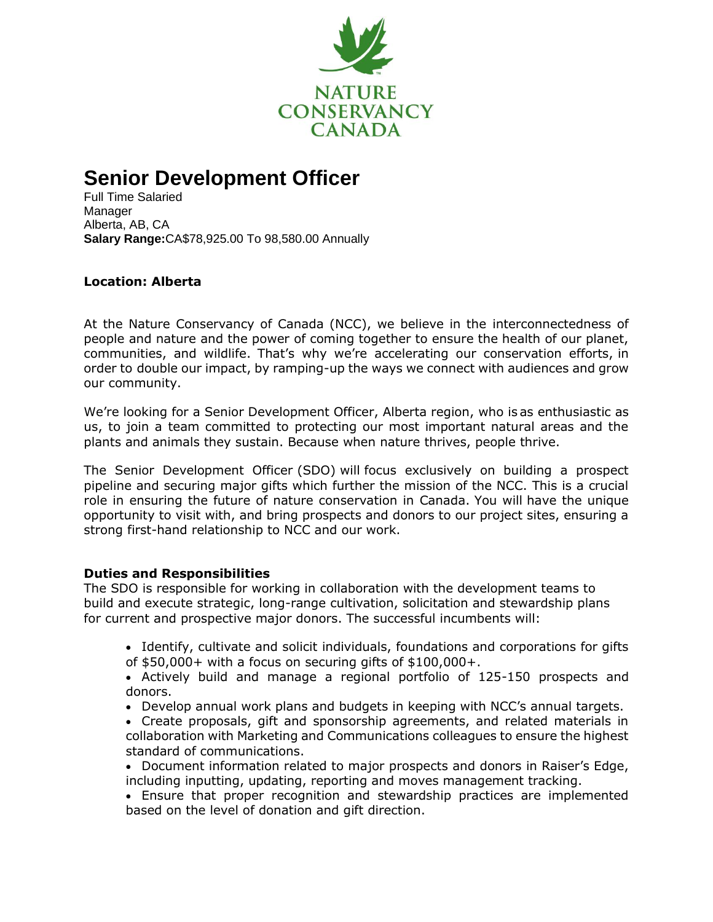NATURE CONSERVANCY CANADA

# Senior Development Officer

Full Time Salaried
Manager
Alberta, AB, CA
**Salary Range:**CA$78,925.00 To 98,580.00 Annually

**Location: Alberta**

At the Nature Conservancy of Canada (NCC), we believe in the interconnectedness of people and nature and the power of coming together to ensure the health of our planet, communities, and wildlife. That's why we're accelerating our conservation efforts, in order to double our impact, by ramping-up the ways we connect with audiences and grow our community.

We're looking for a Senior Development Officer, Alberta region, who is as enthusiastic as us, to join a team committed to protecting our most important natural areas and the plants and animals they sustain. Because when nature thrives, people thrive.

The Senior Development Officer (SDO) will focus exclusively on building a prospect pipeline and securing major gifts which further the mission of the NCC. This is a crucial role in ensuring the future of nature conservation in Canada. You will have the unique opportunity to visit with, and bring prospects and donors to our project sites, ensuring a strong first-hand relationship to NCC and our work.

**Duties and Responsibilities**

The SDO is responsible for working in collaboration with the development teams to build and execute strategic, long-range cultivation, solicitation and stewardship plans for current and prospective major donors. The successful incumbents will:

- Identify, cultivate and solicit individuals, foundations and corporations for gifts of $50,000+ with a focus on securing gifts of $100,000+.
- Actively build and manage a regional portfolio of 125-150 prospects and donors.
- Develop annual work plans and budgets in keeping with NCC's annual targets.
- Create proposals, gift and sponsorship agreements, and related materials in collaboration with Marketing and Communications colleagues to ensure the highest standard of communications.
- Document information related to major prospects and donors in Raiser's Edge, including inputting, updating, reporting and moves management tracking.
- Ensure that proper recognition and stewardship practices are implemented based on the level of donation and gift direction.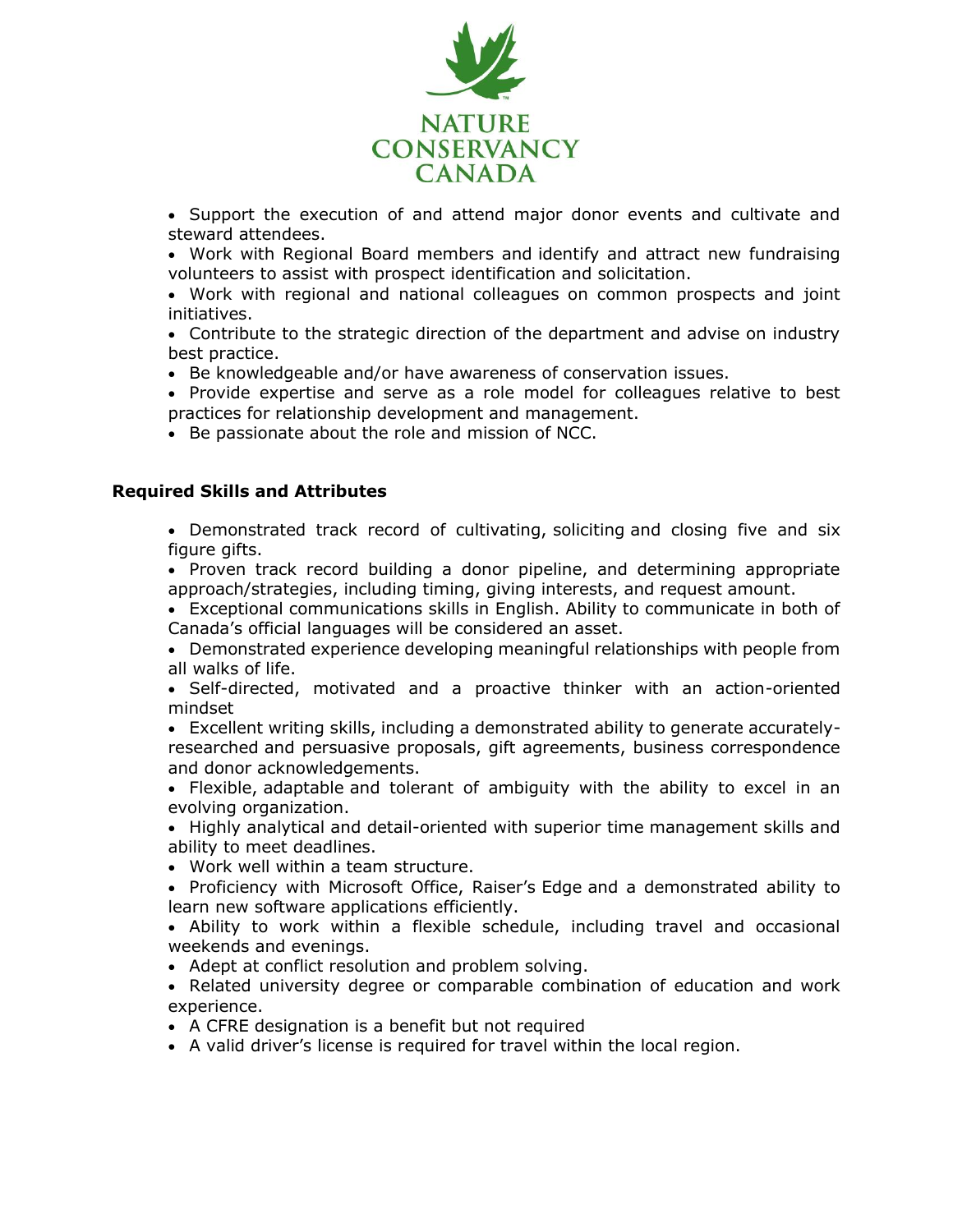- Support the execution of and attend major donor events and cultivate and steward attendees.
- Work with Regional Board members and identify and attract new fundraising volunteers to assist with prospect identification and solicitation.
- Work with regional and national colleagues on common prospects and joint initiatives.
- Contribute to the strategic direction of the department and advise on industry best practice.
- Be knowledgeable and/or have awareness of conservation issues.
- Provide expertise and serve as a role model for colleagues relative to best practices for relationship development and management.
- Be passionate about the role and mission of NCC.

**Required Skills and Attributes**

- Demonstrated track record of cultivating, soliciting and closing five and six figure gifts.
- Proven track record building a donor pipeline, and determining appropriate approach/strategies, including timing, giving interests, and request amount.
- Exceptional communications skills in English. Ability to communicate in both of Canada's official languages will be considered an asset.
- Demonstrated experience developing meaningful relationships with people from all walks of life.
- Self-directed, motivated and a proactive thinker with an action-oriented mindset
- Excellent writing skills, including a demonstrated ability to generate accurately-researched and persuasive proposals, gift agreements, business correspondence and donor acknowledgements.
- Flexible, adaptable and tolerant of ambiguity with the ability to excel in an evolving organization.
- Highly analytical and detail-oriented with superior time management skills and ability to meet deadlines.
- Work well within a team structure.
- Proficiency with Microsoft Office, Raiser's Edge and a demonstrated ability to learn new software applications efficiently.
- Ability to work within a flexible schedule, including travel and occasional weekends and evenings.
- Adept at conflict resolution and problem solving.
- Related university degree or comparable combination of education and work experience.
- A CFRE designation is a benefit but not required
- A valid driver's license is required for travel within the local region.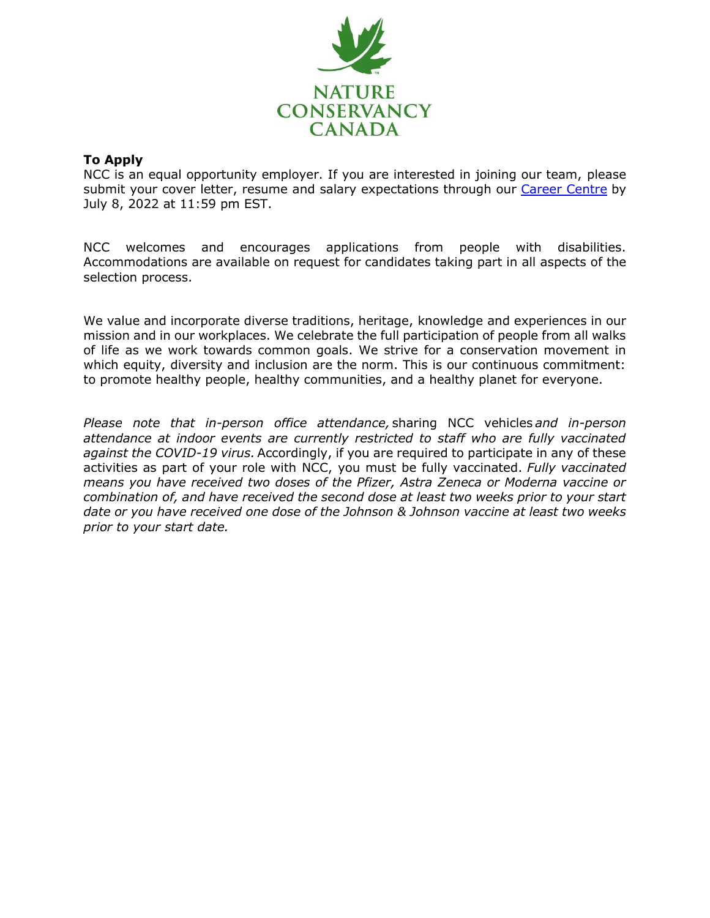**To Apply**

NCC is an equal opportunity employer. If you are interested in joining our team, please submit your cover letter, resume and salary expectations through our Career Centre by July 8, 2022 at 11:59 pm EST.

NCC welcomes and encourages applications from people with disabilities. Accommodations are available on request for candidates taking part in all aspects of the selection process.

We value and incorporate diverse traditions, heritage, knowledge and experiences in our mission and in our workplaces. We celebrate the full participation of people from all walks of life as we work towards common goals. We strive for a conservation movement in which equity, diversity and inclusion are the norm. This is our continuous commitment: to promote healthy people, healthy communities, and a healthy planet for everyone.

*Please note that in-person office attendance,* sharing NCC vehicles *and in-person attendance at indoor events are currently restricted to staff who are fully vaccinated against the COVID-19 virus.* Accordingly, if you are required to participate in any of these activities as part of your role with NCC, you must be fully vaccinated. *Fully vaccinated means you have received two doses of the Pfizer, Astra Zeneca or Moderna vaccine or combination of, and have received the second dose at least two weeks prior to your start date or you have received one dose of the Johnson & Johnson vaccine at least two weeks prior to your start date.*